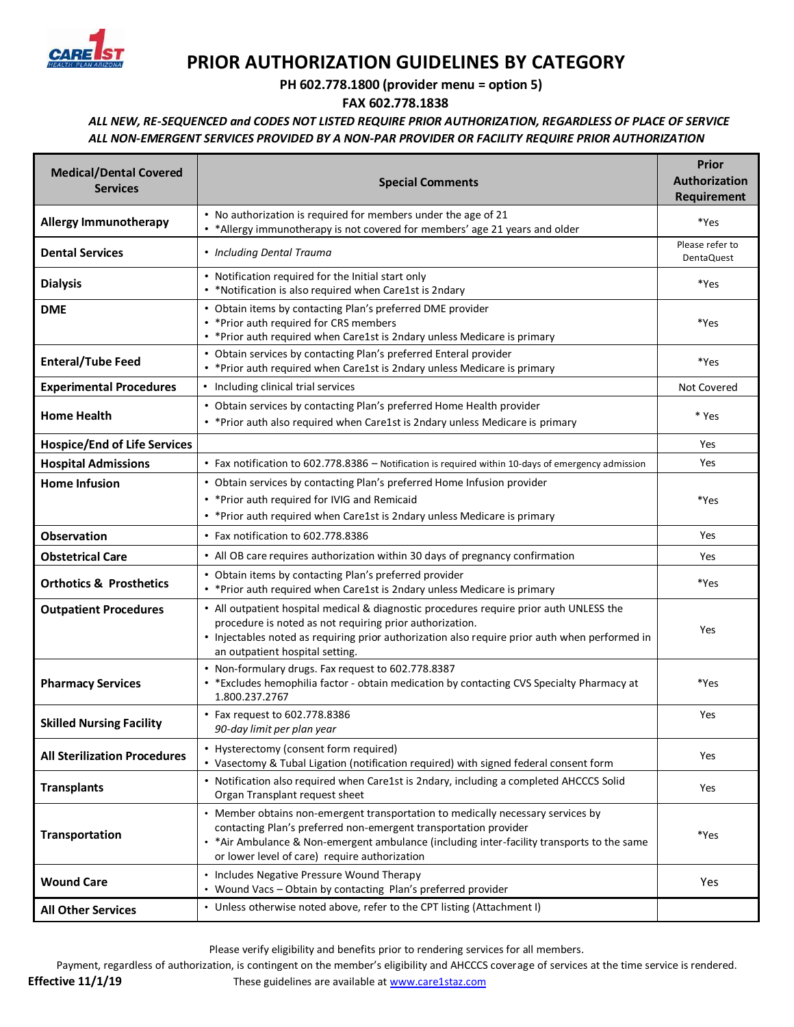# PRIOR AUTHORIZATION GUIDELINES BY CATEGORY

**PH 602.778.1800 (provider menu = option 5)**

**FAX 602.778.1838**

***ALL NEW, RE-SEQUENCED and CODES NOT LISTED REQUIRE PRIOR AUTHORIZATION, REGARDLESS OF PLACE OF SERVICE***

***ALL NON-EMERGENT SERVICES PROVIDED BY A NON-PAR PROVIDER OR FACILITY REQUIRE PRIOR AUTHORIZATION***

| Medical/Dental Covered Services | Special Comments | Prior Authorization Requirement |
|---|---|---|
| **Allergy Immunotherapy** | • No authorization is required for members under the age of 21<br>• *Allergy immunotherapy is not covered for members' age 21 years and older | *Yes |
| **Dental Services** | • *Including Dental Trauma* | Please refer to DentaQuest |
| **Dialysis** | • Notification required for the Initial start only<br>• *Notification is also required when Care1st is 2ndary | *Yes |
| **DME** | • Obtain items by contacting Plan's preferred DME provider<br>• *Prior auth required for CRS members<br>• *Prior auth required when Care1st is 2ndary unless Medicare is primary | *Yes |
| **Enteral/Tube Feed** | • Obtain services by contacting Plan's preferred Enteral provider<br>• *Prior auth required when Care1st is 2ndary unless Medicare is primary | *Yes |
| **Experimental Procedures** | • Including clinical trial services | Not Covered |
| **Home Health** | • Obtain services by contacting Plan's preferred Home Health provider<br>• *Prior auth also required when Care1st is 2ndary unless Medicare is primary | * Yes |
| **Hospice/End of Life Services** | | Yes |
| **Hospital Admissions** | • Fax notification to 602.778.8386 – Notification is required within 10-days of emergency admission | Yes |
| **Home Infusion** | • Obtain services by contacting Plan's preferred Home Infusion provider<br>• *Prior auth required for IVIG and Remicaid<br>• *Prior auth required when Care1st is 2ndary unless Medicare is primary | *Yes |
| **Observation** | • Fax notification to 602.778.8386 | Yes |
| **Obstetrical Care** | • All OB care requires authorization within 30 days of pregnancy confirmation | Yes |
| **Orthotics & Prosthetics** | • Obtain items by contacting Plan's preferred provider<br>• *Prior auth required when Care1st is 2ndary unless Medicare is primary | *Yes |
| **Outpatient Procedures** | • All outpatient hospital medical & diagnostic procedures require prior auth UNLESS the procedure is noted as not requiring prior authorization.<br>• Injectables noted as requiring prior authorization also require prior auth when performed in an outpatient hospital setting. | Yes |
| **Pharmacy Services** | • Non-formulary drugs. Fax request to 602.778.8387<br>• *Excludes hemophilia factor - obtain medication by contacting CVS Specialty Pharmacy at 1.800.237.2767 | *Yes |
| **Skilled Nursing Facility** | • Fax request to 602.778.8386<br>*90-day limit per plan year* | Yes |
| **All Sterilization Procedures** | • Hysterectomy (consent form required)<br>• Vasectomy & Tubal Ligation (notification required) with signed federal consent form | Yes |
| **Transplants** | • Notification also required when Care1st is 2ndary, including a completed AHCCCS Solid Organ Transplant request sheet | Yes |
| **Transportation** | • Member obtains non-emergent transportation to medically necessary services by contacting Plan's preferred non-emergent transportation provider<br>• *Air Ambulance & Non-emergent ambulance (including inter-facility transports to the same or lower level of care) require authorization | *Yes |
| **Wound Care** | • Includes Negative Pressure Wound Therapy<br>• Wound Vacs – Obtain by contacting Plan's preferred provider | Yes |
| **All Other Services** | • Unless otherwise noted above, refer to the CPT listing (Attachment I) | |

Please verify eligibility and benefits prior to rendering services for all members.

Payment, regardless of authorization, is contingent on the member's eligibility and AHCCCS coverage of services at the time service is rendered.

**Effective 11/1/19** These guidelines are available at www.care1staz.com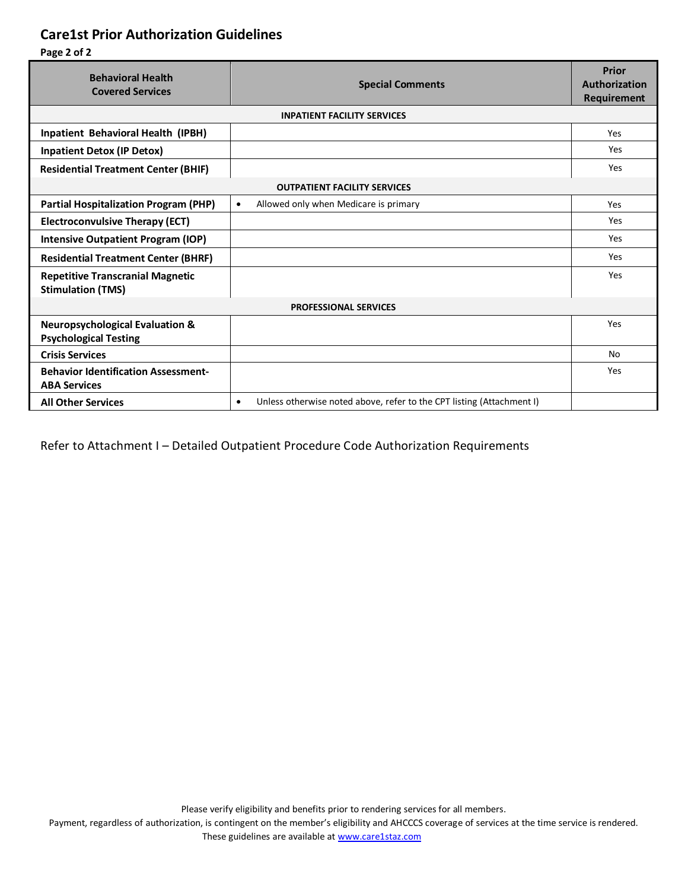# Care1st Prior Authorization Guidelines

| Behavioral Health Covered Services | Special Comments | Prior Authorization Requirement |
|---|---|---|
| **INPATIENT FACILITY SERVICES** | | |
| **Inpatient Behavioral Health (IPBH)** | | Yes |
| **Inpatient Detox (IP Detox)** | | Yes |
| **Residential Treatment Center (BHIF)** | | Yes |
| **OUTPATIENT FACILITY SERVICES** | | |
| **Partial Hospitalization Program (PHP)** | • Allowed only when Medicare is primary | Yes |
| **Electroconvulsive Therapy (ECT)** | | Yes |
| **Intensive Outpatient Program (IOP)** | | Yes |
| **Residential Treatment Center (BHRF)** | | Yes |
| **Repetitive Transcranial Magnetic Stimulation (TMS)** | | Yes |
| **PROFESSIONAL SERVICES** | | |
| **Neuropsychological Evaluation & Psychological Testing** | | Yes |
| **Crisis Services** | | No |
| **Behavior Identification Assessment-ABA Services** | | Yes |
| **All Other Services** | • Unless otherwise noted above, refer to the CPT listing (Attachment I) | |

Refer to Attachment I – Detailed Outpatient Procedure Code Authorization Requirements

Please verify eligibility and benefits prior to rendering services for all members.
Payment, regardless of authorization, is contingent on the member's eligibility and AHCCCS coverage of services at the time service is rendered.
These guidelines are available at www.care1staz.com